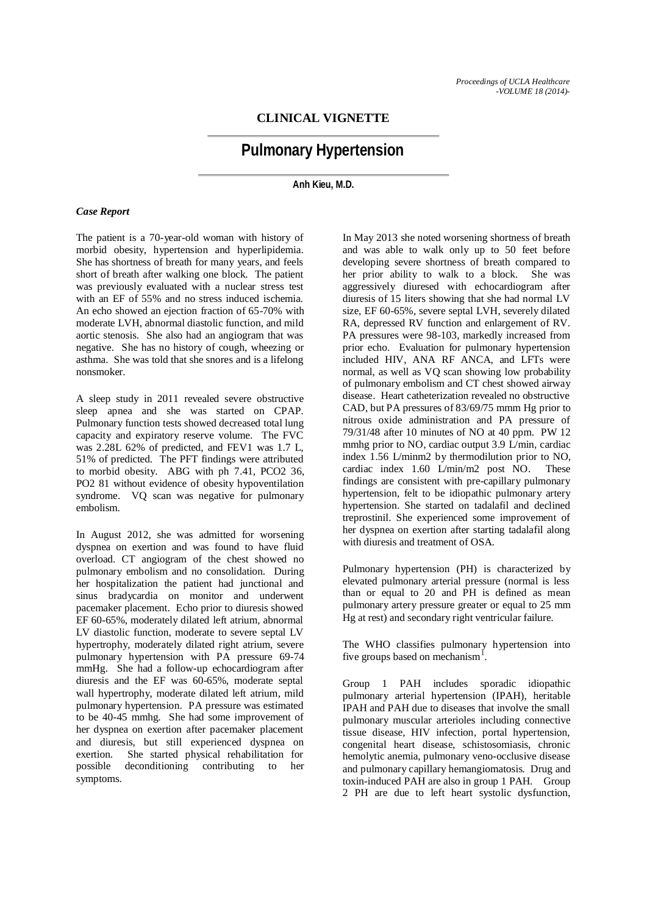## CLINICAL VIGNETTE

# Pulmonary Hypertension

**Anh Kieu, M.D.**

### *Case Report*

The patient is a 70-year-old woman with history of morbid obesity, hypertension and hyperlipidemia. She has shortness of breath for many years, and feels short of breath after walking one block. The patient was previously evaluated with a nuclear stress test with an EF of 55% and no stress induced ischemia. An echo showed an ejection fraction of 65-70% with moderate LVH, abnormal diastolic function, and mild aortic stenosis. She also had an angiogram that was negative. She has no history of cough, wheezing or asthma. She was told that she snores and is a lifelong nonsmoker.

A sleep study in 2011 revealed severe obstructive sleep apnea and she was started on CPAP. Pulmonary function tests showed decreased total lung capacity and expiratory reserve volume. The FVC was 2.28L 62% of predicted, and FEV1 was 1.7 L, 51% of predicted. The PFT findings were attributed to morbid obesity. ABG with ph 7.41, PCO2 36, PO2 81 without evidence of obesity hypoventilation syndrome. VQ scan was negative for pulmonary embolism.

In August 2012, she was admitted for worsening dyspnea on exertion and was found to have fluid overload. CT angiogram of the chest showed no pulmonary embolism and no consolidation. During her hospitalization the patient had junctional and sinus bradycardia on monitor and underwent pacemaker placement. Echo prior to diuresis showed EF 60-65%, moderately dilated left atrium, abnormal LV diastolic function, moderate to severe septal LV hypertrophy, moderately dilated right atrium, severe pulmonary hypertension with PA pressure 69-74 mmHg. She had a follow-up echocardiogram after diuresis and the EF was 60-65%, moderate septal wall hypertrophy, moderate dilated left atrium, mild pulmonary hypertension. PA pressure was estimated to be 40-45 mmhg. She had some improvement of her dyspnea on exertion after pacemaker placement and diuresis, but still experienced dyspnea on exertion. She started physical rehabilitation for possible deconditioning contributing to her symptoms.

In May 2013 she noted worsening shortness of breath and was able to walk only up to 50 feet before developing severe shortness of breath compared to her prior ability to walk to a block. She was aggressively diuresed with echocardiogram after diuresis of 15 liters showing that she had normal LV size, EF 60-65%, severe septal LVH, severely dilated RA, depressed RV function and enlargement of RV. PA pressures were 98-103, markedly increased from prior echo. Evaluation for pulmonary hypertension included HIV, ANA RF ANCA, and LFTs were normal, as well as VQ scan showing low probability of pulmonary embolism and CT chest showed airway disease. Heart catheterization revealed no obstructive CAD, but PA pressures of 83/69/75 mmm Hg prior to nitrous oxide administration and PA pressure of 79/31/48 after 10 minutes of NO at 40 ppm. PW 12 mmhg prior to NO, cardiac output 3.9 L/min, cardiac index 1.56 L/minm2 by thermodilution prior to NO, cardiac index 1.60 L/min/m2 post NO. These findings are consistent with pre-capillary pulmonary hypertension, felt to be idiopathic pulmonary artery hypertension. She started on tadalafil and declined treprostinil. She experienced some improvement of her dyspnea on exertion after starting tadalafil along with diuresis and treatment of OSA.

Pulmonary hypertension (PH) is characterized by elevated pulmonary arterial pressure (normal is less than or equal to 20 and PH is defined as mean pulmonary artery pressure greater or equal to 25 mm Hg at rest) and secondary right ventricular failure.

The WHO classifies pulmonary hypertension into five groups based on mechanism[1].

Group 1 PAH includes sporadic idiopathic pulmonary arterial hypertension (IPAH), heritable IPAH and PAH due to diseases that involve the small pulmonary muscular arterioles including connective tissue disease, HIV infection, portal hypertension, congenital heart disease, schistosomiasis, chronic hemolytic anemia, pulmonary veno-occlusive disease and pulmonary capillary hemangiomatosis. Drug and toxin-induced PAH are also in group 1 PAH. Group 2 PH are due to left heart systolic dysfunction,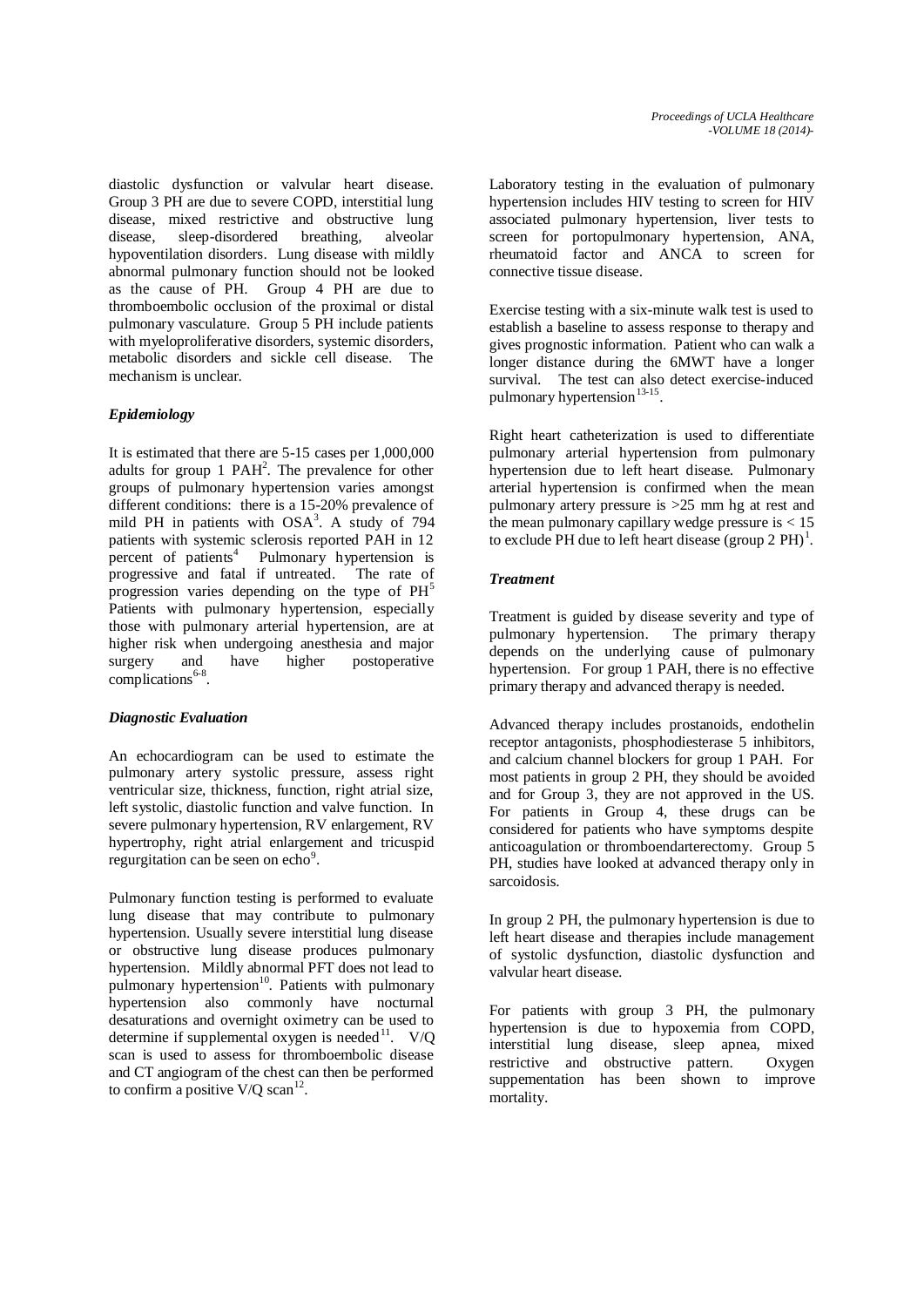diastolic dysfunction or valvular heart disease. Group 3 PH are due to severe COPD, interstitial lung disease, mixed restrictive and obstructive lung disease, sleep-disordered breathing, alveolar hypoventilation disorders. Lung disease with mildly abnormal pulmonary function should not be looked as the cause of PH. Group 4 PH are due to thromboembolic occlusion of the proximal or distal pulmonary vasculature. Group 5 PH include patients with myeloproliferative disorders, systemic disorders, metabolic disorders and sickle cell disease. The mechanism is unclear.

### *Epidemiology*

It is estimated that there are 5-15 cases per 1,000,000 adults for group 1 PAH[2]. The prevalence for other groups of pulmonary hypertension varies amongst different conditions: there is a 15-20% prevalence of mild PH in patients with OSA[3]. A study of 794 patients with systemic sclerosis reported PAH in 12 percent of patients[4] Pulmonary hypertension is progressive and fatal if untreated. The rate of progression varies depending on the type of PH[5] Patients with pulmonary hypertension, especially those with pulmonary arterial hypertension, are at higher risk when undergoing anesthesia and major surgery and have higher postoperative complications[6-8].

### *Diagnostic Evaluation*

An echocardiogram can be used to estimate the pulmonary artery systolic pressure, assess right ventricular size, thickness, function, right atrial size, left systolic, diastolic function and valve function. In severe pulmonary hypertension, RV enlargement, RV hypertrophy, right atrial enlargement and tricuspid regurgitation can be seen on echo[9].

Pulmonary function testing is performed to evaluate lung disease that may contribute to pulmonary hypertension. Usually severe interstitial lung disease or obstructive lung disease produces pulmonary hypertension. Mildly abnormal PFT does not lead to pulmonary hypertension[10]. Patients with pulmonary hypertension also commonly have nocturnal desaturations and overnight oximetry can be used to determine if supplemental oxygen is needed[11]. V/Q scan is used to assess for thromboembolic disease and CT angiogram of the chest can then be performed to confirm a positive V/Q scan[12].

Laboratory testing in the evaluation of pulmonary hypertension includes HIV testing to screen for HIV associated pulmonary hypertension, liver tests to screen for portopulmonary hypertension, ANA, rheumatoid factor and ANCA to screen for connective tissue disease.

Exercise testing with a six-minute walk test is used to establish a baseline to assess response to therapy and gives prognostic information. Patient who can walk a longer distance during the 6MWT have a longer survival. The test can also detect exercise-induced pulmonary hypertension[13-15].

Right heart catheterization is used to differentiate pulmonary arterial hypertension from pulmonary hypertension due to left heart disease. Pulmonary arterial hypertension is confirmed when the mean pulmonary artery pressure is >25 mm hg at rest and the mean pulmonary capillary wedge pressure is < 15 to exclude PH due to left heart disease (group 2 PH)[1].

### *Treatment*

Treatment is guided by disease severity and type of pulmonary hypertension. The primary therapy depends on the underlying cause of pulmonary hypertension. For group 1 PAH, there is no effective primary therapy and advanced therapy is needed.

Advanced therapy includes prostanoids, endothelin receptor antagonists, phosphodiesterase 5 inhibitors, and calcium channel blockers for group 1 PAH. For most patients in group 2 PH, they should be avoided and for Group 3, they are not approved in the US. For patients in Group 4, these drugs can be considered for patients who have symptoms despite anticoagulation or thromboendarterectomy. Group 5 PH, studies have looked at advanced therapy only in sarcoidosis.

In group 2 PH, the pulmonary hypertension is due to left heart disease and therapies include management of systolic dysfunction, diastolic dysfunction and valvular heart disease.

For patients with group 3 PH, the pulmonary hypertension is due to hypoxemia from COPD, interstitial lung disease, sleep apnea, mixed restrictive and obstructive pattern. Oxygen suppementation has been shown to improve mortality.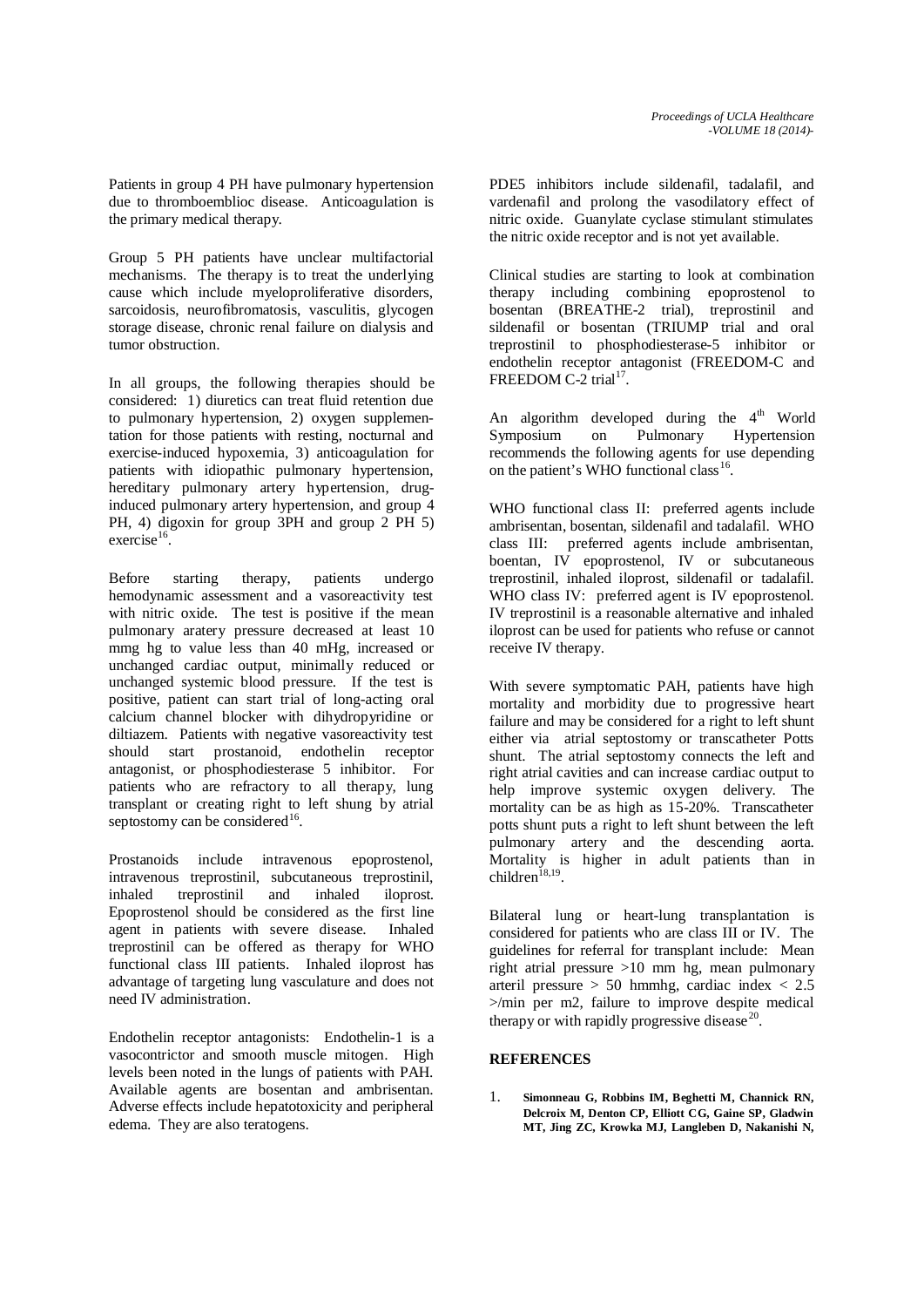Patients in group 4 PH have pulmonary hypertension due to thromboemblioc disease. Anticoagulation is the primary medical therapy.

Group 5 PH patients have unclear multifactorial mechanisms. The therapy is to treat the underlying cause which include myeloproliferative disorders, sarcoidosis, neurofibromatosis, vasculitis, glycogen storage disease, chronic renal failure on dialysis and tumor obstruction.

In all groups, the following therapies should be considered: 1) diuretics can treat fluid retention due to pulmonary hypertension, 2) oxygen supplementation for those patients with resting, nocturnal and exercise-induced hypoxemia, 3) anticoagulation for patients with idiopathic pulmonary hypertension, hereditary pulmonary artery hypertension, drug-induced pulmonary artery hypertension, and group 4 PH, 4) digoxin for group 3PH and group 2 PH 5) exercise[16].

Before starting therapy, patients undergo hemodynamic assessment and a vasoreactivity test with nitric oxide. The test is positive if the mean pulmonary aratery pressure decreased at least 10 mmg hg to value less than 40 mHg, increased or unchanged cardiac output, minimally reduced or unchanged systemic blood pressure. If the test is positive, patient can start trial of long-acting oral calcium channel blocker with dihydropyridine or diltiazem. Patients with negative vasoreactivity test should start prostanoid, endothelin receptor antagonist, or phosphodiesterase 5 inhibitor. For patients who are refractory to all therapy, lung transplant or creating right to left shung by atrial septostomy can be considered[16].

Prostanoids include intravenous epoprostenol, intravenous treprostinil, subcutaneous treprostinil, inhaled treprostinil and inhaled iloprost. Epoprostenol should be considered as the first line agent in patients with severe disease. Inhaled treprostinil can be offered as therapy for WHO functional class III patients. Inhaled iloprost has advantage of targeting lung vasculature and does not need IV administration.

Endothelin receptor antagonists: Endothelin-1 is a vasocontrictor and smooth muscle mitogen. High levels been noted in the lungs of patients with PAH. Available agents are bosentan and ambrisentan. Adverse effects include hepatotoxicity and peripheral edema. They are also teratogens.

PDE5 inhibitors include sildenafil, tadalafil, and vardenafil and prolong the vasodilatory effect of nitric oxide. Guanylate cyclase stimulant stimulates the nitric oxide receptor and is not yet available.

Clinical studies are starting to look at combination therapy including combining epoprostenol to bosentan (BREATHE-2 trial), treprostinil and sildenafil or bosentan (TRIUMP trial and oral treprostinil to phosphodiesterase-5 inhibitor or endothelin receptor antagonist (FREEDOM-C and FREEDOM C-2 trial[17].

An algorithm developed during the 4th World Symposium on Pulmonary Hypertension recommends the following agents for use depending on the patient's WHO functional class[16].

WHO functional class II: preferred agents include ambrisentan, bosentan, sildenafil and tadalafil. WHO class III: preferred agents include ambrisentan, boentan, IV epoprostenol, IV or subcutaneous treprostinil, inhaled iloprost, sildenafil or tadalafil. WHO class IV: preferred agent is IV epoprostenol. IV treprostinil is a reasonable alternative and inhaled iloprost can be used for patients who refuse or cannot receive IV therapy.

With severe symptomatic PAH, patients have high mortality and morbidity due to progressive heart failure and may be considered for a right to left shunt either via atrial septostomy or transcatheter Potts shunt. The atrial septostomy connects the left and right atrial cavities and can increase cardiac output to help improve systemic oxygen delivery. The mortality can be as high as 15-20%. Transcatheter potts shunt puts a right to left shunt between the left pulmonary artery and the descending aorta. Mortality is higher in adult patients than in children[18,19].

Bilateral lung or heart-lung transplantation is considered for patients who are class III or IV. The guidelines for referral for transplant include: Mean right atrial pressure >10 mm hg, mean pulmonary arteril pressure > 50 hmmhg, cardiac index < 2.5 >/min per m2, failure to improve despite medical therapy or with rapidly progressive disease[20].

## REFERENCES

1. **Simonneau G, Robbins IM, Beghetti M, Channick RN, Delcroix M, Denton CP, Elliott CG, Gaine SP, Gladwin MT, Jing ZC, Krowka MJ, Langleben D, Nakanishi N,**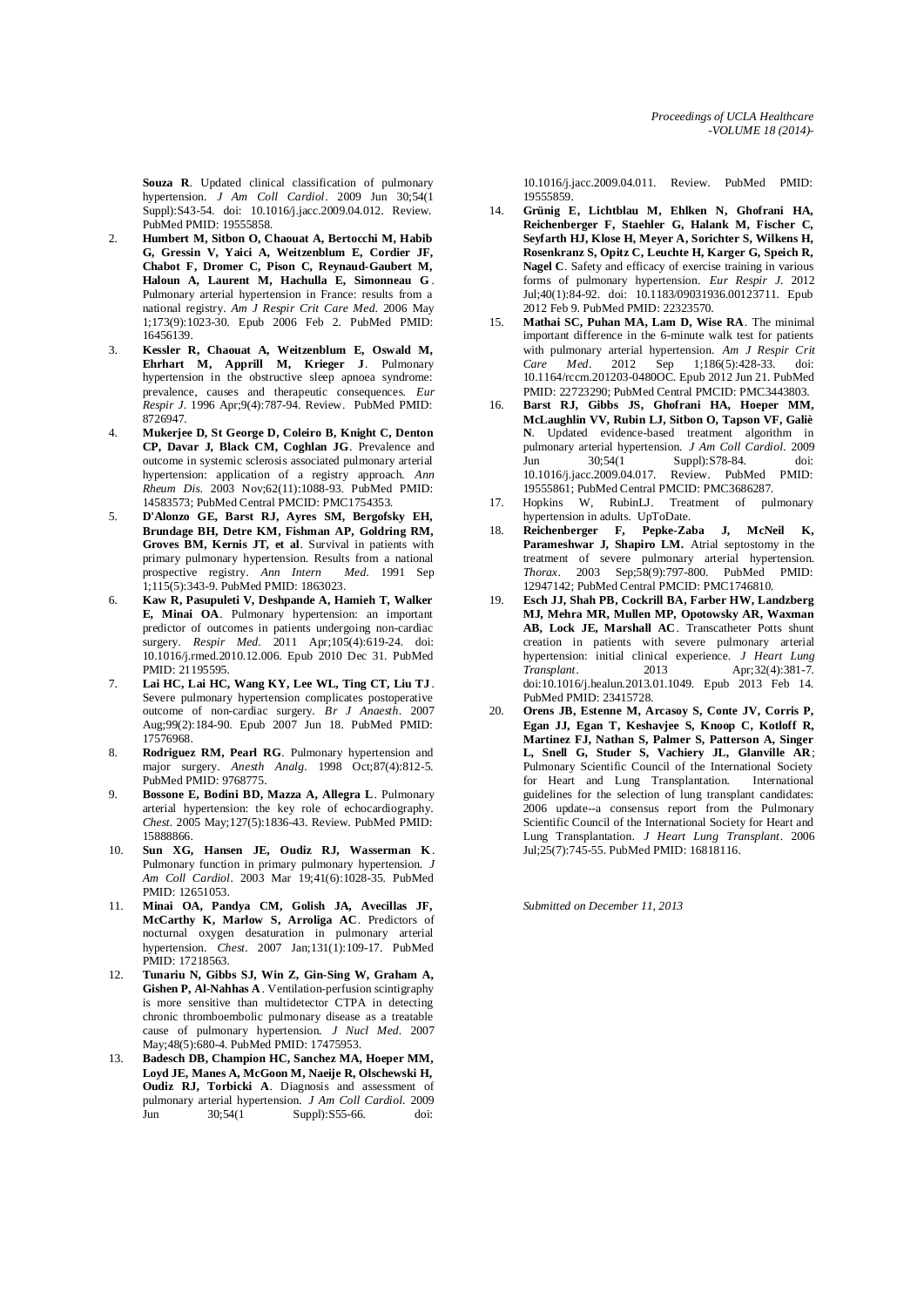**Souza R**. Updated clinical classification of pulmonary hypertension. *J Am Coll Cardiol*. 2009 Jun 30;54(1 Suppl):S43-54. doi: 10.1016/j.jacc.2009.04.012. Review. PubMed PMID: 19555858.

2. **Humbert M, Sitbon O, Chaouat A, Bertocchi M, Habib G, Gressin V, Yaici A, Weitzenblum E, Cordier JF, Chabot F, Dromer C, Pison C, Reynaud-Gaubert M, Haloun A, Laurent M, Hachulla E, Simonneau G**. Pulmonary arterial hypertension in France: results from a national registry. *Am J Respir Crit Care Med*. 2006 May 1;173(9):1023-30. Epub 2006 Feb 2. PubMed PMID: 16456139.
3. **Kessler R, Chaouat A, Weitzenblum E, Oswald M, Ehrhart M, Apprill M, Krieger J**. Pulmonary hypertension in the obstructive sleep apnoea syndrome: prevalence, causes and therapeutic consequences. *Eur Respir J*. 1996 Apr;9(4):787-94. Review. PubMed PMID: 8726947.
4. **Mukerjee D, St George D, Coleiro B, Knight C, Denton CP, Davar J, Black CM, Coghlan JG**. Prevalence and outcome in systemic sclerosis associated pulmonary arterial hypertension: application of a registry approach. *Ann Rheum Dis*. 2003 Nov;62(11):1088-93. PubMed PMID: 14583573; PubMed Central PMCID: PMC1754353.
5. **D'Alonzo GE, Barst RJ, Ayres SM, Bergofsky EH, Brundage BH, Detre KM, Fishman AP, Goldring RM, Groves BM, Kernis JT, et al**. Survival in patients with primary pulmonary hypertension. Results from a national prospective registry. *Ann Intern Med*. 1991 Sep 1;115(5):343-9. PubMed PMID: 1863023.
6. **Kaw R, Pasupuleti V, Deshpande A, Hamieh T, Walker E, Minai OA**. Pulmonary hypertension: an important predictor of outcomes in patients undergoing non-cardiac surgery. *Respir Med*. 2011 Apr;105(4):619-24. doi: 10.1016/j.rmed.2010.12.006. Epub 2010 Dec 31. PubMed PMID: 21195595.
7. **Lai HC, Lai HC, Wang KY, Lee WL, Ting CT, Liu TJ**. Severe pulmonary hypertension complicates postoperative outcome of non-cardiac surgery. *Br J Anaesth*. 2007 Aug;99(2):184-90. Epub 2007 Jun 18. PubMed PMID: 17576968.
8. **Rodriguez RM, Pearl RG**. Pulmonary hypertension and major surgery. *Anesth Analg*. 1998 Oct;87(4):812-5. PubMed PMID: 9768775.
9. **Bossone E, Bodini BD, Mazza A, Allegra L**. Pulmonary arterial hypertension: the key role of echocardiography. *Chest*. 2005 May;127(5):1836-43. Review. PubMed PMID: 15888866.
10. **Sun XG, Hansen JE, Oudiz RJ, Wasserman K**. Pulmonary function in primary pulmonary hypertension. *J Am Coll Cardiol*. 2003 Mar 19;41(6):1028-35. PubMed PMID: 12651053.
11. **Minai OA, Pandya CM, Golish JA, Avecillas JF, McCarthy K, Marlow S, Arroliga AC**. Predictors of nocturnal oxygen desaturation in pulmonary arterial hypertension. *Chest*. 2007 Jan;131(1):109-17. PubMed PMID: 17218563.
12. **Tunariu N, Gibbs SJ, Win Z, Gin-Sing W, Graham A, Gishen P, Al-Nahhas A**. Ventilation-perfusion scintigraphy is more sensitive than multidetector CTPA in detecting chronic thromboembolic pulmonary disease as a treatable cause of pulmonary hypertension. *J Nucl Med*. 2007 May;48(5):680-4. PubMed PMID: 17475953.
13. **Badesch DB, Champion HC, Sanchez MA, Hoeper MM, Loyd JE, Manes A, McGoon M, Naeije R, Olschewski H, Oudiz RJ, Torbicki A**. Diagnosis and assessment of pulmonary arterial hypertension. *J Am Coll Cardiol*. 2009 Jun 30;54(1 Suppl):S55-66. doi: 10.1016/j.jacc.2009.04.011. Review. PubMed PMID: 19555859.
14. **Grünig E, Lichtblau M, Ehlken N, Ghofrani HA, Reichenberger F, Staehler G, Halank M, Fischer C, Seyfarth HJ, Klose H, Meyer A, Sorichter S, Wilkens H, Rosenkranz S, Opitz C, Leuchte H, Karger G, Speich R, Nagel C**. Safety and efficacy of exercise training in various forms of pulmonary hypertension. *Eur Respir J*. 2012 Jul;40(1):84-92. doi: 10.1183/09031936.00123711. Epub 2012 Feb 9. PubMed PMID: 22323570.
15. **Mathai SC, Puhan MA, Lam D, Wise RA**. The minimal important difference in the 6-minute walk test for patients with pulmonary arterial hypertension. *Am J Respir Crit Care Med*. 2012 Sep 1;186(5):428-33. doi: 10.1164/rccm.201203-0480OC. Epub 2012 Jun 21. PubMed PMID: 22723290; PubMed Central PMCID: PMC3443803.
16. **Barst RJ, Gibbs JS, Ghofrani HA, Hoeper MM, McLaughlin VV, Rubin LJ, Sitbon O, Tapson VF, Galiè N**. Updated evidence-based treatment algorithm in pulmonary arterial hypertension. *J Am Coll Cardiol*. 2009 Jun 30;54(1 Suppl):S78-84. doi: 10.1016/j.jacc.2009.04.017. Review. PubMed PMID: 19555861; PubMed Central PMCID: PMC3686287.
17. Hopkins W, RubinLJ. Treatment of pulmonary hypertension in adults. UpToDate.
18. **Reichenberger F, Pepke-Zaba J, McNeil K, Parameshwar J, Shapiro LM.** Atrial septostomy in the treatment of severe pulmonary arterial hypertension. *Thorax*. 2003 Sep;58(9):797-800. PubMed PMID: 12947142; PubMed Central PMCID: PMC1746810.
19. **Esch JJ, Shah PB, Cockrill BA, Farber HW, Landzberg MJ, Mehra MR, Mullen MP, Opotowsky AR, Waxman AB, Lock JE, Marshall AC**. Transcatheter Potts shunt creation in patients with severe pulmonary arterial hypertension: initial clinical experience. *J Heart Lung Transplant*. 2013 Apr;32(4):381-7. doi:10.1016/j.healun.2013.01.1049. Epub 2013 Feb 14. PubMed PMID: 23415728.
20. **Orens JB, Estenne M, Arcasoy S, Conte JV, Corris P, Egan JJ, Egan T, Keshavjee S, Knoop C, Kotloff R, Martinez FJ, Nathan S, Palmer S, Patterson A, Singer L, Snell G, Studer S, Vachiery JL, Glanville AR**; Pulmonary Scientific Council of the International Society for Heart and Lung Transplantation. International guidelines for the selection of lung transplant candidates: 2006 update--a consensus report from the Pulmonary Scientific Council of the International Society for Heart and Lung Transplantation. *J Heart Lung Transplant*. 2006 Jul;25(7):745-55. PubMed PMID: 16818116.

*Submitted on December 11, 2013*